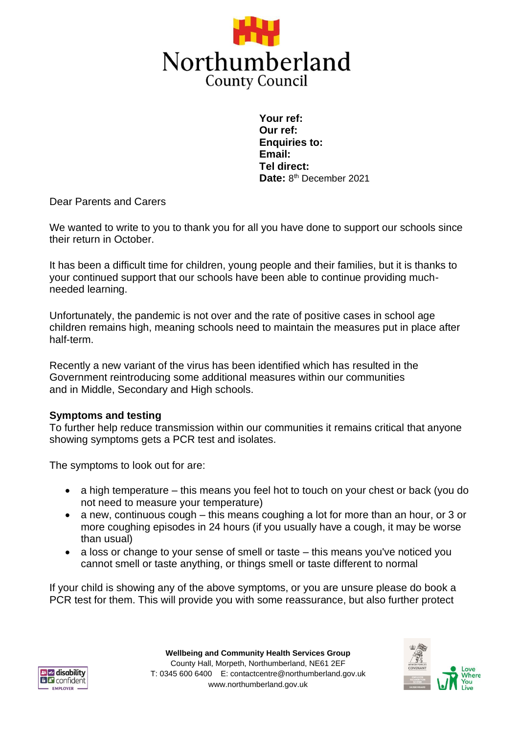# Northumberland County Council

**Your ref:**
**Our ref:**
**Enquiries to:**
**Email:**
**Tel direct:**
**Date:** 8th December 2021

Dear Parents and Carers

We wanted to write to you to thank you for all you have done to support our schools since their return in October.

It has been a difficult time for children, young people and their families, but it is thanks to your continued support that our schools have been able to continue providing much-needed learning.

Unfortunately, the pandemic is not over and the rate of positive cases in school age children remains high, meaning schools need to maintain the measures put in place after half-term.

Recently a new variant of the virus has been identified which has resulted in the Government reintroducing some additional measures within our communities and in Middle, Secondary and High schools.

**Symptoms and testing**

To further help reduce transmission within our communities it remains critical that anyone showing symptoms gets a PCR test and isolates.

The symptoms to look out for are:

- a high temperature – this means you feel hot to touch on your chest or back (you do not need to measure your temperature)
- a new, continuous cough – this means coughing a lot for more than an hour, or 3 or more coughing episodes in 24 hours (if you usually have a cough, it may be worse than usual)
- a loss or change to your sense of smell or taste – this means you've noticed you cannot smell or taste anything, or things smell or taste different to normal

If your child is showing any of the above symptoms, or you are unsure please do book a PCR test for them. This will provide you with some reassurance, but also further protect

**Wellbeing and Community Health Services Group**
County Hall, Morpeth, Northumberland, NE61 2EF
T: 0345 600 6400 E: contactcentre@northumberland.gov.uk
www.northumberland.gov.uk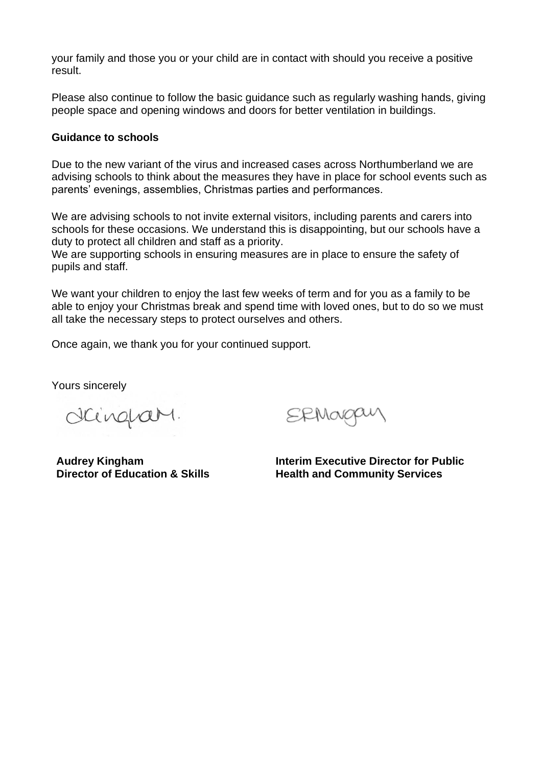your family and those you or your child are in contact with should you receive a positive result.

Please also continue to follow the basic guidance such as regularly washing hands, giving people space and opening windows and doors for better ventilation in buildings.

**Guidance to schools**

Due to the new variant of the virus and increased cases across Northumberland we are advising schools to think about the measures they have in place for school events such as parents' evenings, assemblies, Christmas parties and performances.

We are advising schools to not invite external visitors, including parents and carers into schools for these occasions. We understand this is disappointing, but our schools have a duty to protect all children and staff as a priority.
We are supporting schools in ensuring measures are in place to ensure the safety of pupils and staff.

We want your children to enjoy the last few weeks of term and for you as a family to be able to enjoy your Christmas break and spend time with loved ones, but to do so we must all take the necessary steps to protect ourselves and others.

Once again, we thank you for your continued support.

Yours sincerely

**Audrey Kingham**
**Director of Education & Skills**

**Interim Executive Director for Public Health and Community Services**